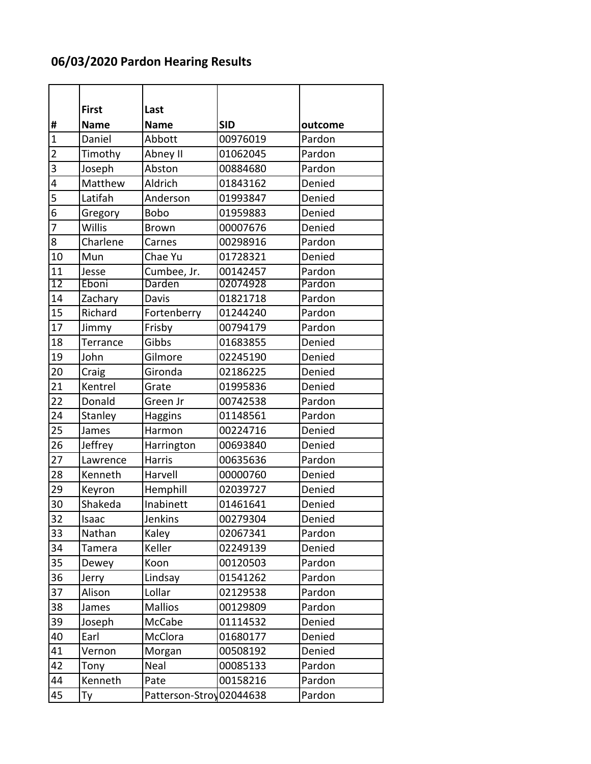# 06/03/2020 Pardon Hearing Results

| # | First Name | Last Name | SID | outcome |
|---|---|---|---|---|
| 1 | Daniel | Abbott | 00976019 | Pardon |
| 2 | Timothy | Abney II | 01062045 | Pardon |
| 3 | Joseph | Abston | 00884680 | Pardon |
| 4 | Matthew | Aldrich | 01843162 | Denied |
| 5 | Latifah | Anderson | 01993847 | Denied |
| 6 | Gregory | Bobo | 01959883 | Denied |
| 7 | Willis | Brown | 00007676 | Denied |
| 8 | Charlene | Carnes | 00298916 | Pardon |
| 10 | Mun | Chae Yu | 01728321 | Denied |
| 11 | Jesse | Cumbee, Jr. | 00142457 | Pardon |
| 12 | Eboni | Darden | 02074928 | Pardon |
| 14 | Zachary | Davis | 01821718 | Pardon |
| 15 | Richard | Fortenberry | 01244240 | Pardon |
| 17 | Jimmy | Frisby | 00794179 | Pardon |
| 18 | Terrance | Gibbs | 01683855 | Denied |
| 19 | John | Gilmore | 02245190 | Denied |
| 20 | Craig | Gironda | 02186225 | Denied |
| 21 | Kentrel | Grate | 01995836 | Denied |
| 22 | Donald | Green Jr | 00742538 | Pardon |
| 24 | Stanley | Haggins | 01148561 | Pardon |
| 25 | James | Harmon | 00224716 | Denied |
| 26 | Jeffrey | Harrington | 00693840 | Denied |
| 27 | Lawrence | Harris | 00635636 | Pardon |
| 28 | Kenneth | Harvell | 00000760 | Denied |
| 29 | Keyron | Hemphill | 02039727 | Denied |
| 30 | Shakeda | Inabinett | 01461641 | Denied |
| 32 | Isaac | Jenkins | 00279304 | Denied |
| 33 | Nathan | Kaley | 02067341 | Pardon |
| 34 | Tamera | Keller | 02249139 | Denied |
| 35 | Dewey | Koon | 00120503 | Pardon |
| 36 | Jerry | Lindsay | 01541262 | Pardon |
| 37 | Alison | Lollar | 02129538 | Pardon |
| 38 | James | Mallios | 00129809 | Pardon |
| 39 | Joseph | McCabe | 01114532 | Denied |
| 40 | Earl | McClora | 01680177 | Denied |
| 41 | Vernon | Morgan | 00508192 | Denied |
| 42 | Tony | Neal | 00085133 | Pardon |
| 44 | Kenneth | Pate | 00158216 | Pardon |
| 45 | Ty | Patterson-Stroy | 02044638 | Pardon |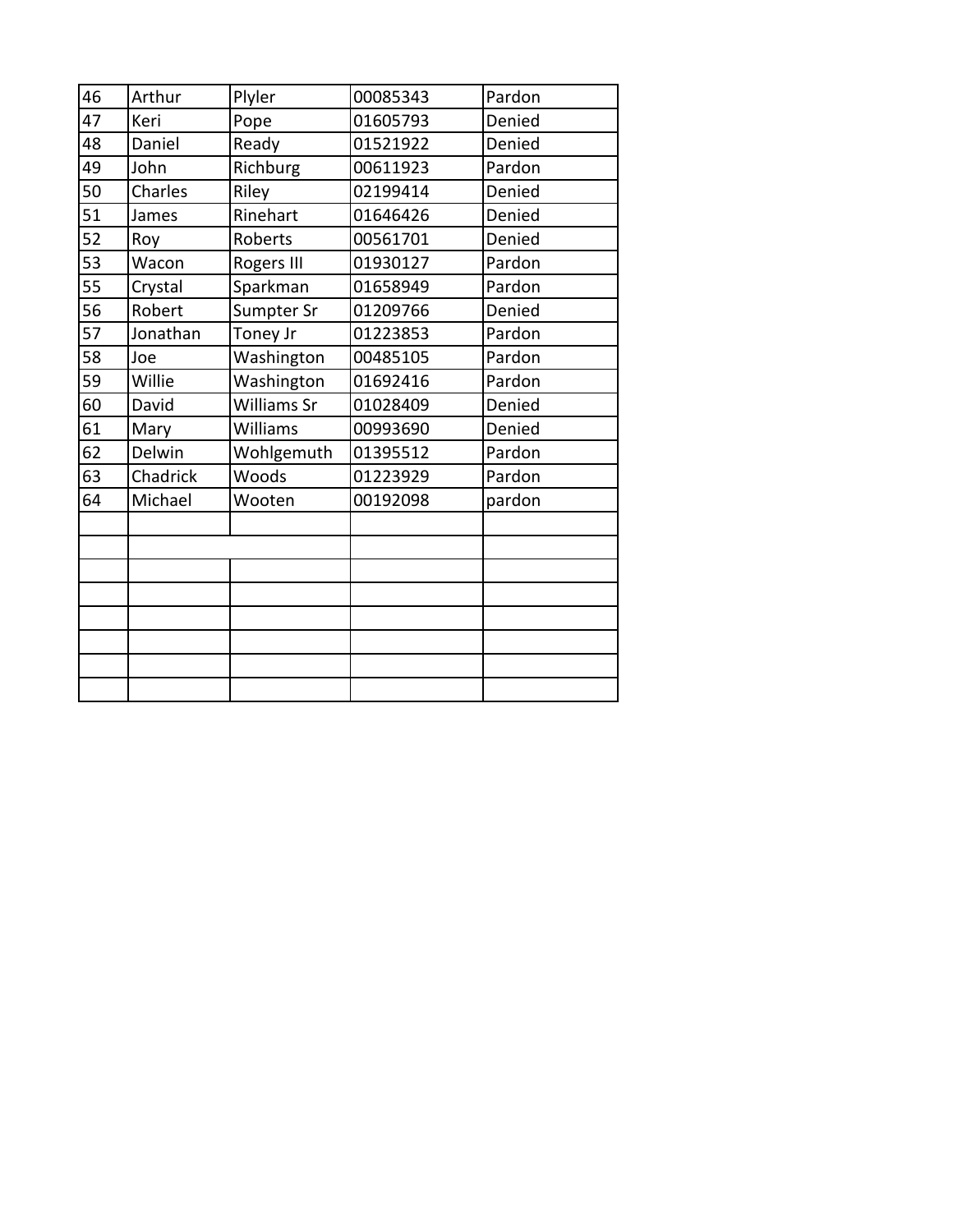| 46 | Arthur | Plyler | 00085343 | Pardon |
|---|---|---|---|---|
| 47 | Keri | Pope | 01605793 | Denied |
| 48 | Daniel | Ready | 01521922 | Denied |
| 49 | John | Richburg | 00611923 | Pardon |
| 50 | Charles | Riley | 02199414 | Denied |
| 51 | James | Rinehart | 01646426 | Denied |
| 52 | Roy | Roberts | 00561701 | Denied |
| 53 | Wacon | Rogers III | 01930127 | Pardon |
| 55 | Crystal | Sparkman | 01658949 | Pardon |
| 56 | Robert | Sumpter Sr | 01209766 | Denied |
| 57 | Jonathan | Toney Jr | 01223853 | Pardon |
| 58 | Joe | Washington | 00485105 | Pardon |
| 59 | Willie | Washington | 01692416 | Pardon |
| 60 | David | Williams Sr | 01028409 | Denied |
| 61 | Mary | Williams | 00993690 | Denied |
| 62 | Delwin | Wohlgemuth | 01395512 | Pardon |
| 63 | Chadrick | Woods | 01223929 | Pardon |
| 64 | Michael | Wooten | 00192098 | pardon |